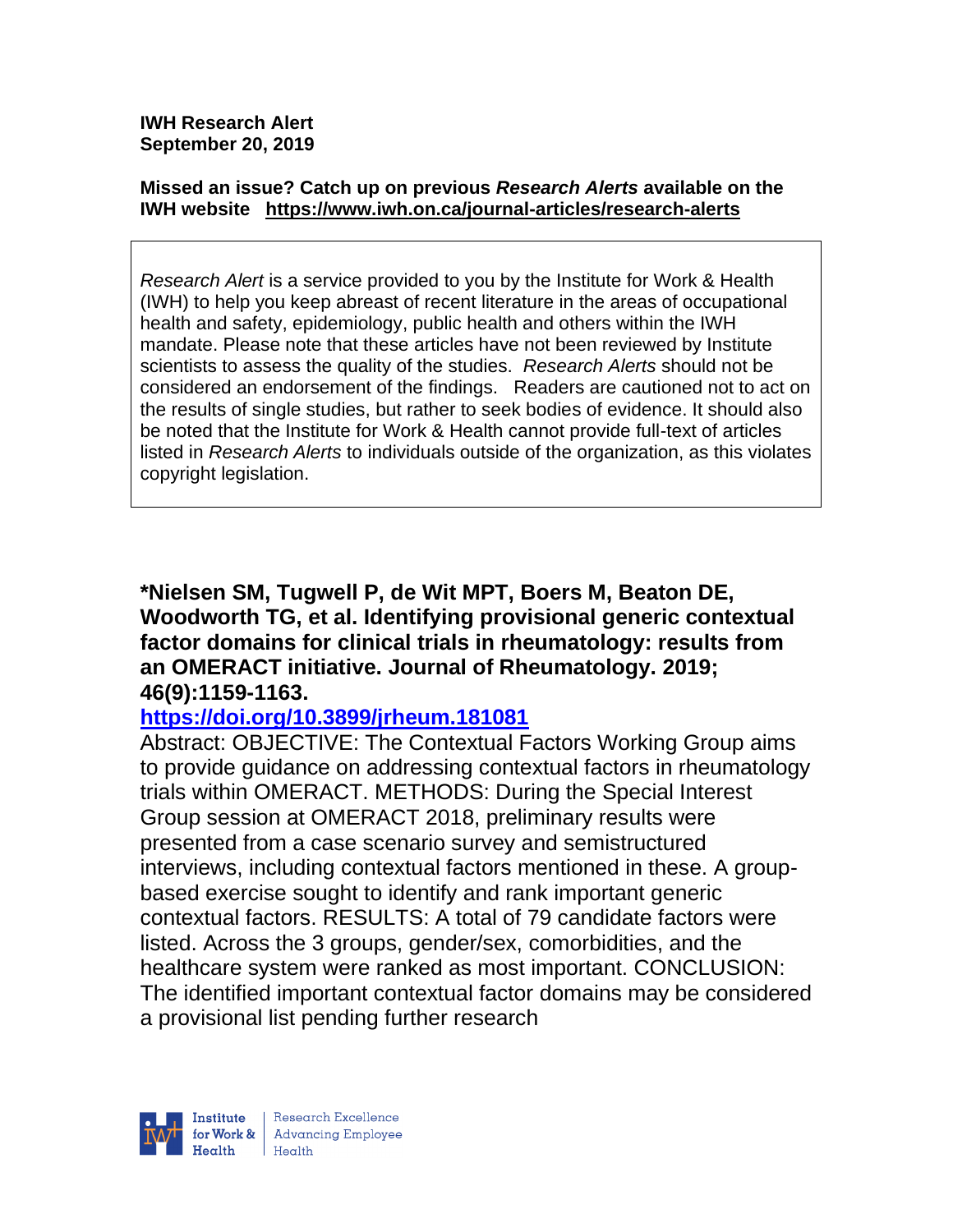**IWH Research Alert**
**September 20, 2019**

**Missed an issue? Catch up on previous *Research Alerts* available on the IWH website https://www.iwh.on.ca/journal-articles/research-alerts**

> *Research Alert* is a service provided to you by the Institute for Work & Health (IWH) to help you keep abreast of recent literature in the areas of occupational health and safety, epidemiology, public health and others within the IWH mandate. Please note that these articles have not been reviewed by Institute scientists to assess the quality of the studies. *Research Alerts* should not be considered an endorsement of the findings. Readers are cautioned not to act on the results of single studies, but rather to seek bodies of evidence. It should also be noted that the Institute for Work & Health cannot provide full-text of articles listed in *Research Alerts* to individuals outside of the organization, as this violates copyright legislation.

**\*Nielsen SM, Tugwell P, de Wit MPT, Boers M, Beaton DE, Woodworth TG, et al. Identifying provisional generic contextual factor domains for clinical trials in rheumatology: results from an OMERACT initiative. Journal of Rheumatology. 2019; 46(9):1159-1163.**

**https://doi.org/10.3899/jrheum.181081**

Abstract: OBJECTIVE: The Contextual Factors Working Group aims to provide guidance on addressing contextual factors in rheumatology trials within OMERACT. METHODS: During the Special Interest Group session at OMERACT 2018, preliminary results were presented from a case scenario survey and semistructured interviews, including contextual factors mentioned in these. A group-based exercise sought to identify and rank important generic contextual factors. RESULTS: A total of 79 candidate factors were listed. Across the 3 groups, gender/sex, comorbidities, and the healthcare system were ranked as most important. CONCLUSION: The identified important contextual factor domains may be considered a provisional list pending further research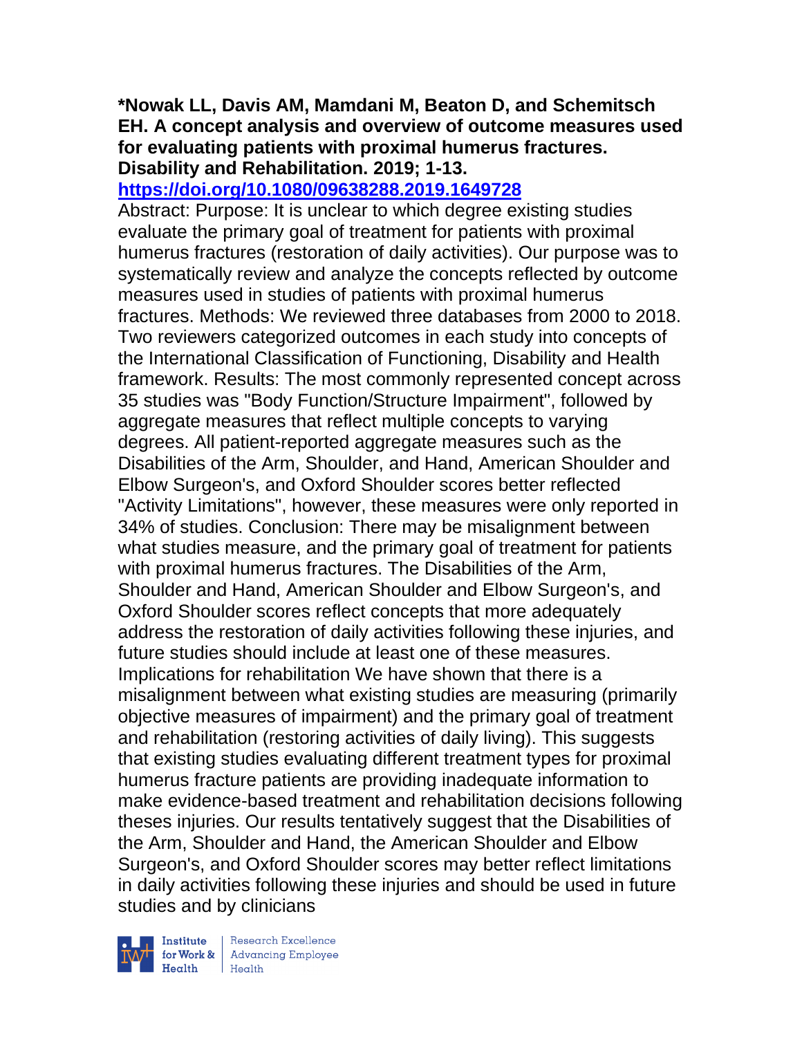**\*Nowak LL, Davis AM, Mamdani M, Beaton D, and Schemitsch EH. A concept analysis and overview of outcome measures used for evaluating patients with proximal humerus fractures. Disability and Rehabilitation. 2019; 1-13.**

**https://doi.org/10.1080/09638288.2019.1649728**

Abstract: Purpose: It is unclear to which degree existing studies evaluate the primary goal of treatment for patients with proximal humerus fractures (restoration of daily activities). Our purpose was to systematically review and analyze the concepts reflected by outcome measures used in studies of patients with proximal humerus fractures. Methods: We reviewed three databases from 2000 to 2018. Two reviewers categorized outcomes in each study into concepts of the International Classification of Functioning, Disability and Health framework. Results: The most commonly represented concept across 35 studies was "Body Function/Structure Impairment", followed by aggregate measures that reflect multiple concepts to varying degrees. All patient-reported aggregate measures such as the Disabilities of the Arm, Shoulder, and Hand, American Shoulder and Elbow Surgeon's, and Oxford Shoulder scores better reflected "Activity Limitations", however, these measures were only reported in 34% of studies. Conclusion: There may be misalignment between what studies measure, and the primary goal of treatment for patients with proximal humerus fractures. The Disabilities of the Arm, Shoulder and Hand, American Shoulder and Elbow Surgeon's, and Oxford Shoulder scores reflect concepts that more adequately address the restoration of daily activities following these injuries, and future studies should include at least one of these measures. Implications for rehabilitation We have shown that there is a misalignment between what existing studies are measuring (primarily objective measures of impairment) and the primary goal of treatment and rehabilitation (restoring activities of daily living). This suggests that existing studies evaluating different treatment types for proximal humerus fracture patients are providing inadequate information to make evidence-based treatment and rehabilitation decisions following theses injuries. Our results tentatively suggest that the Disabilities of the Arm, Shoulder and Hand, the American Shoulder and Elbow Surgeon's, and Oxford Shoulder scores may better reflect limitations in daily activities following these injuries and should be used in future studies and by clinicians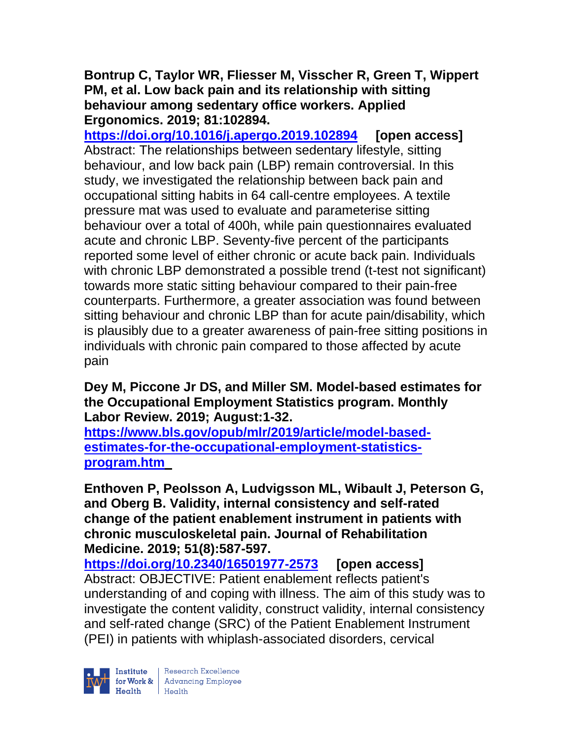**Bontrup C, Taylor WR, Fliesser M, Visscher R, Green T, Wippert PM, et al. Low back pain and its relationship with sitting behaviour among sedentary office workers. Applied Ergonomics. 2019; 81:102894.**
https://doi.org/10.1016/j.apergo.2019.102894 **[open access]**
Abstract: The relationships between sedentary lifestyle, sitting behaviour, and low back pain (LBP) remain controversial. In this study, we investigated the relationship between back pain and occupational sitting habits in 64 call-centre employees. A textile pressure mat was used to evaluate and parameterise sitting behaviour over a total of 400h, while pain questionnaires evaluated acute and chronic LBP. Seventy-five percent of the participants reported some level of either chronic or acute back pain. Individuals with chronic LBP demonstrated a possible trend (t-test not significant) towards more static sitting behaviour compared to their pain-free counterparts. Furthermore, a greater association was found between sitting behaviour and chronic LBP than for acute pain/disability, which is plausibly due to a greater awareness of pain-free sitting positions in individuals with chronic pain compared to those affected by acute pain

**Dey M, Piccone Jr DS, and Miller SM. Model-based estimates for the Occupational Employment Statistics program. Monthly Labor Review. 2019; August:1-32.**
https://www.bls.gov/opub/mlr/2019/article/model-based-estimates-for-the-occupational-employment-statistics-program.htm

**Enthoven P, Peolsson A, Ludvigsson ML, Wibault J, Peterson G, and Oberg B. Validity, internal consistency and self-rated change of the patient enablement instrument in patients with chronic musculoskeletal pain. Journal of Rehabilitation Medicine. 2019; 51(8):587-597.**
https://doi.org/10.2340/16501977-2573 **[open access]**
Abstract: OBJECTIVE: Patient enablement reflects patient's understanding of and coping with illness. The aim of this study was to investigate the content validity, construct validity, internal consistency and self-rated change (SRC) of the Patient Enablement Instrument (PEI) in patients with whiplash-associated disorders, cervical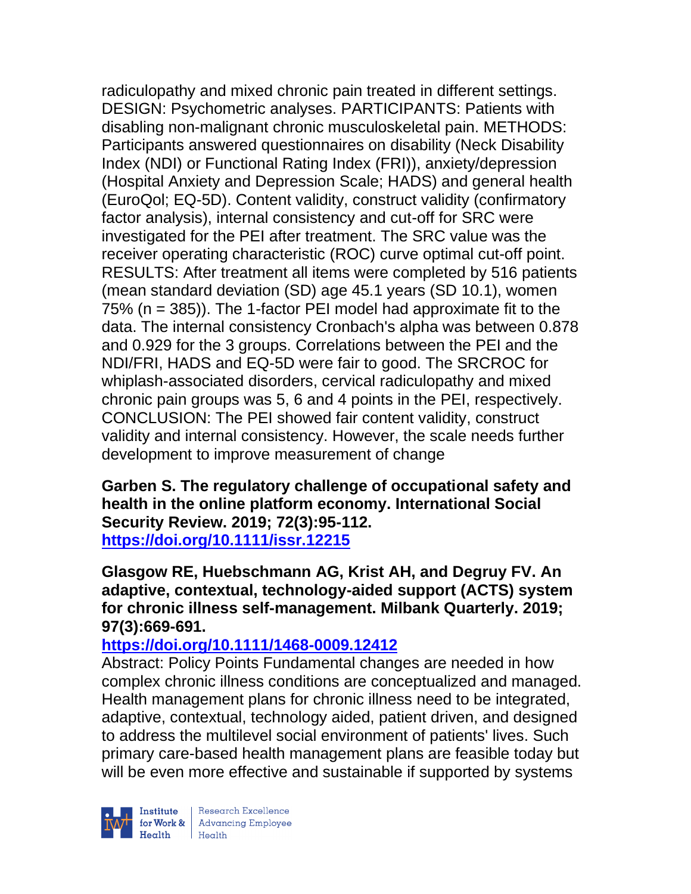radiculopathy and mixed chronic pain treated in different settings. DESIGN: Psychometric analyses. PARTICIPANTS: Patients with disabling non-malignant chronic musculoskeletal pain. METHODS: Participants answered questionnaires on disability (Neck Disability Index (NDI) or Functional Rating Index (FRI)), anxiety/depression (Hospital Anxiety and Depression Scale; HADS) and general health (EuroQol; EQ-5D). Content validity, construct validity (confirmatory factor analysis), internal consistency and cut-off for SRC were investigated for the PEI after treatment. The SRC value was the receiver operating characteristic (ROC) curve optimal cut-off point. RESULTS: After treatment all items were completed by 516 patients (mean standard deviation (SD) age 45.1 years (SD 10.1), women 75% (n = 385)). The 1-factor PEI model had approximate fit to the data. The internal consistency Cronbach's alpha was between 0.878 and 0.929 for the 3 groups. Correlations between the PEI and the NDI/FRI, HADS and EQ-5D were fair to good. The SRCROC for whiplash-associated disorders, cervical radiculopathy and mixed chronic pain groups was 5, 6 and 4 points in the PEI, respectively. CONCLUSION: The PEI showed fair content validity, construct validity and internal consistency. However, the scale needs further development to improve measurement of change

**Garben S. The regulatory challenge of occupational safety and health in the online platform economy. International Social Security Review. 2019; 72(3):95-112.**
**https://doi.org/10.1111/issr.12215**

**Glasgow RE, Huebschmann AG, Krist AH, and Degruy FV. An adaptive, contextual, technology-aided support (ACTS) system for chronic illness self-management. Milbank Quarterly. 2019; 97(3):669-691.**
**https://doi.org/10.1111/1468-0009.12412**

Abstract: Policy Points Fundamental changes are needed in how complex chronic illness conditions are conceptualized and managed. Health management plans for chronic illness need to be integrated, adaptive, contextual, technology aided, patient driven, and designed to address the multilevel social environment of patients' lives. Such primary care-based health management plans are feasible today but will be even more effective and sustainable if supported by systems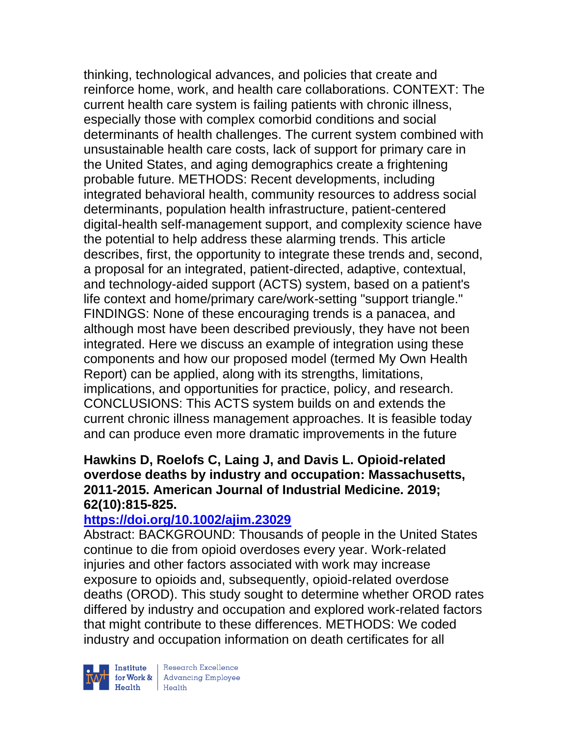thinking, technological advances, and policies that create and reinforce home, work, and health care collaborations. CONTEXT: The current health care system is failing patients with chronic illness, especially those with complex comorbid conditions and social determinants of health challenges. The current system combined with unsustainable health care costs, lack of support for primary care in the United States, and aging demographics create a frightening probable future. METHODS: Recent developments, including integrated behavioral health, community resources to address social determinants, population health infrastructure, patient-centered digital-health self-management support, and complexity science have the potential to help address these alarming trends. This article describes, first, the opportunity to integrate these trends and, second, a proposal for an integrated, patient-directed, adaptive, contextual, and technology-aided support (ACTS) system, based on a patient's life context and home/primary care/work-setting "support triangle." FINDINGS: None of these encouraging trends is a panacea, and although most have been described previously, they have not been integrated. Here we discuss an example of integration using these components and how our proposed model (termed My Own Health Report) can be applied, along with its strengths, limitations, implications, and opportunities for practice, policy, and research. CONCLUSIONS: This ACTS system builds on and extends the current chronic illness management approaches. It is feasible today and can produce even more dramatic improvements in the future

**Hawkins D, Roelofs C, Laing J, and Davis L. Opioid-related overdose deaths by industry and occupation: Massachusetts, 2011-2015. American Journal of Industrial Medicine. 2019; 62(10):815-825.**

**https://doi.org/10.1002/ajim.23029**

Abstract: BACKGROUND: Thousands of people in the United States continue to die from opioid overdoses every year. Work-related injuries and other factors associated with work may increase exposure to opioids and, subsequently, opioid-related overdose deaths (OROD). This study sought to determine whether OROD rates differed by industry and occupation and explored work-related factors that might contribute to these differences. METHODS: We coded industry and occupation information on death certificates for all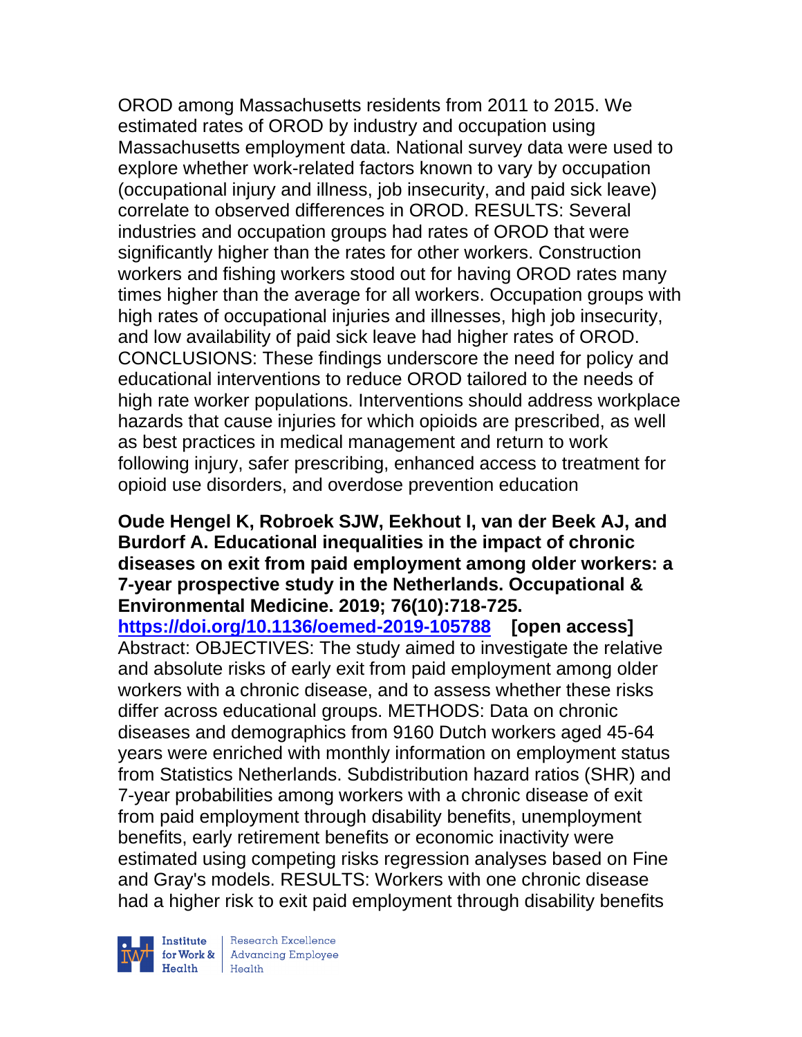OROD among Massachusetts residents from 2011 to 2015. We estimated rates of OROD by industry and occupation using Massachusetts employment data. National survey data were used to explore whether work-related factors known to vary by occupation (occupational injury and illness, job insecurity, and paid sick leave) correlate to observed differences in OROD. RESULTS: Several industries and occupation groups had rates of OROD that were significantly higher than the rates for other workers. Construction workers and fishing workers stood out for having OROD rates many times higher than the average for all workers. Occupation groups with high rates of occupational injuries and illnesses, high job insecurity, and low availability of paid sick leave had higher rates of OROD. CONCLUSIONS: These findings underscore the need for policy and educational interventions to reduce OROD tailored to the needs of high rate worker populations. Interventions should address workplace hazards that cause injuries for which opioids are prescribed, as well as best practices in medical management and return to work following injury, safer prescribing, enhanced access to treatment for opioid use disorders, and overdose prevention education

**Oude Hengel K, Robroek SJW, Eekhout I, van der Beek AJ, and Burdorf A. Educational inequalities in the impact of chronic diseases on exit from paid employment among older workers: a 7-year prospective study in the Netherlands. Occupational & Environmental Medicine. 2019; 76(10):718-725.**
**https://doi.org/10.1136/oemed-2019-105788** **[open access]**
Abstract: OBJECTIVES: The study aimed to investigate the relative and absolute risks of early exit from paid employment among older workers with a chronic disease, and to assess whether these risks differ across educational groups. METHODS: Data on chronic diseases and demographics from 9160 Dutch workers aged 45-64 years were enriched with monthly information on employment status from Statistics Netherlands. Subdistribution hazard ratios (SHR) and 7-year probabilities among workers with a chronic disease of exit from paid employment through disability benefits, unemployment benefits, early retirement benefits or economic inactivity were estimated using competing risks regression analyses based on Fine and Gray's models. RESULTS: Workers with one chronic disease had a higher risk to exit paid employment through disability benefits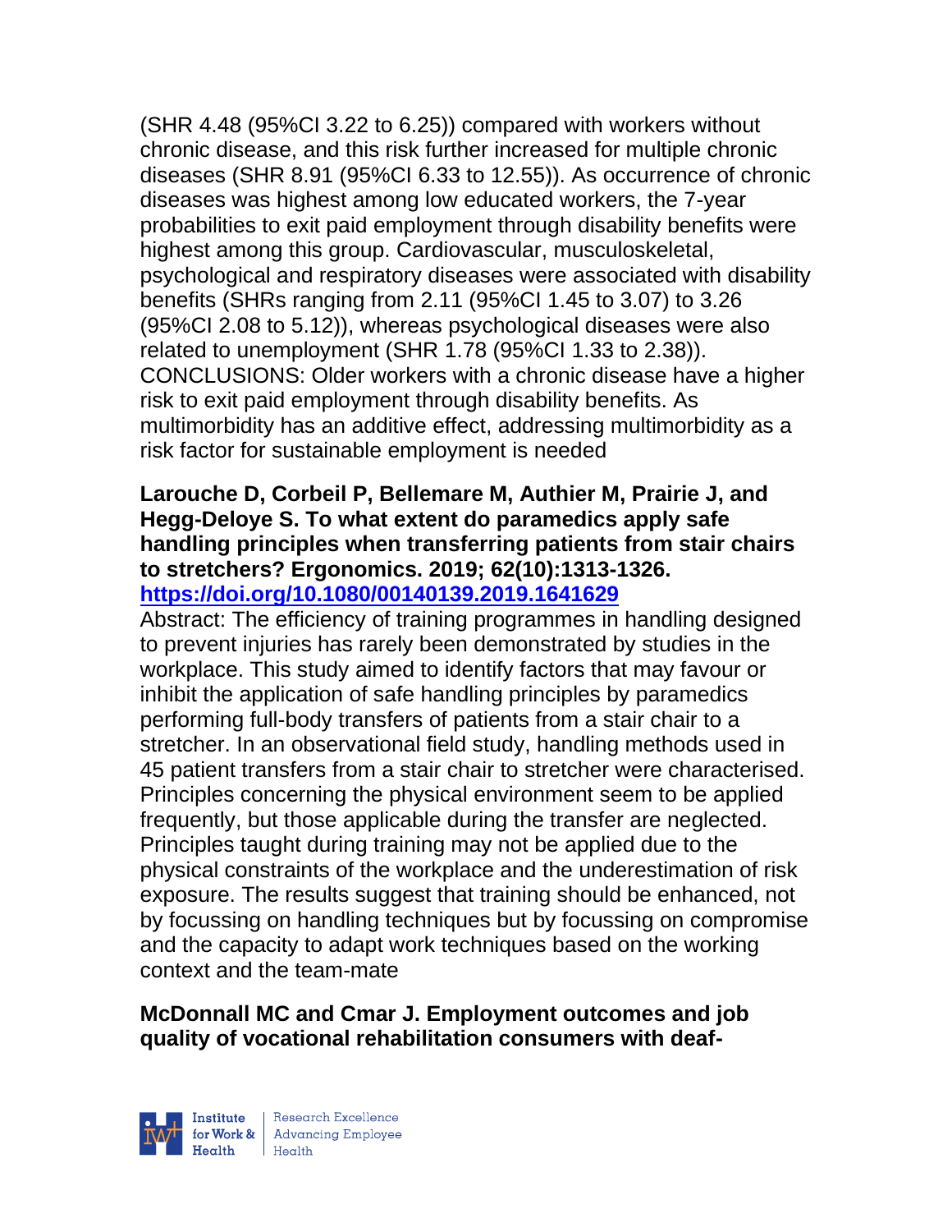(SHR 4.48 (95%CI 3.22 to 6.25)) compared with workers without chronic disease, and this risk further increased for multiple chronic diseases (SHR 8.91 (95%CI 6.33 to 12.55)). As occurrence of chronic diseases was highest among low educated workers, the 7-year probabilities to exit paid employment through disability benefits were highest among this group. Cardiovascular, musculoskeletal, psychological and respiratory diseases were associated with disability benefits (SHRs ranging from 2.11 (95%CI 1.45 to 3.07) to 3.26 (95%CI 2.08 to 5.12)), whereas psychological diseases were also related to unemployment (SHR 1.78 (95%CI 1.33 to 2.38)). CONCLUSIONS: Older workers with a chronic disease have a higher risk to exit paid employment through disability benefits. As multimorbidity has an additive effect, addressing multimorbidity as a risk factor for sustainable employment is needed

**Larouche D, Corbeil P, Bellemare M, Authier M, Prairie J, and Hegg-Deloye S. To what extent do paramedics apply safe handling principles when transferring patients from stair chairs to stretchers? Ergonomics. 2019; 62(10):1313-1326. https://doi.org/10.1080/00140139.2019.1641629**

Abstract: The efficiency of training programmes in handling designed to prevent injuries has rarely been demonstrated by studies in the workplace. This study aimed to identify factors that may favour or inhibit the application of safe handling principles by paramedics performing full-body transfers of patients from a stair chair to a stretcher. In an observational field study, handling methods used in 45 patient transfers from a stair chair to stretcher were characterised. Principles concerning the physical environment seem to be applied frequently, but those applicable during the transfer are neglected. Principles taught during training may not be applied due to the physical constraints of the workplace and the underestimation of risk exposure. The results suggest that training should be enhanced, not by focussing on handling techniques but by focussing on compromise and the capacity to adapt work techniques based on the working context and the team-mate

**McDonnall MC and Cmar J. Employment outcomes and job quality of vocational rehabilitation consumers with deaf-**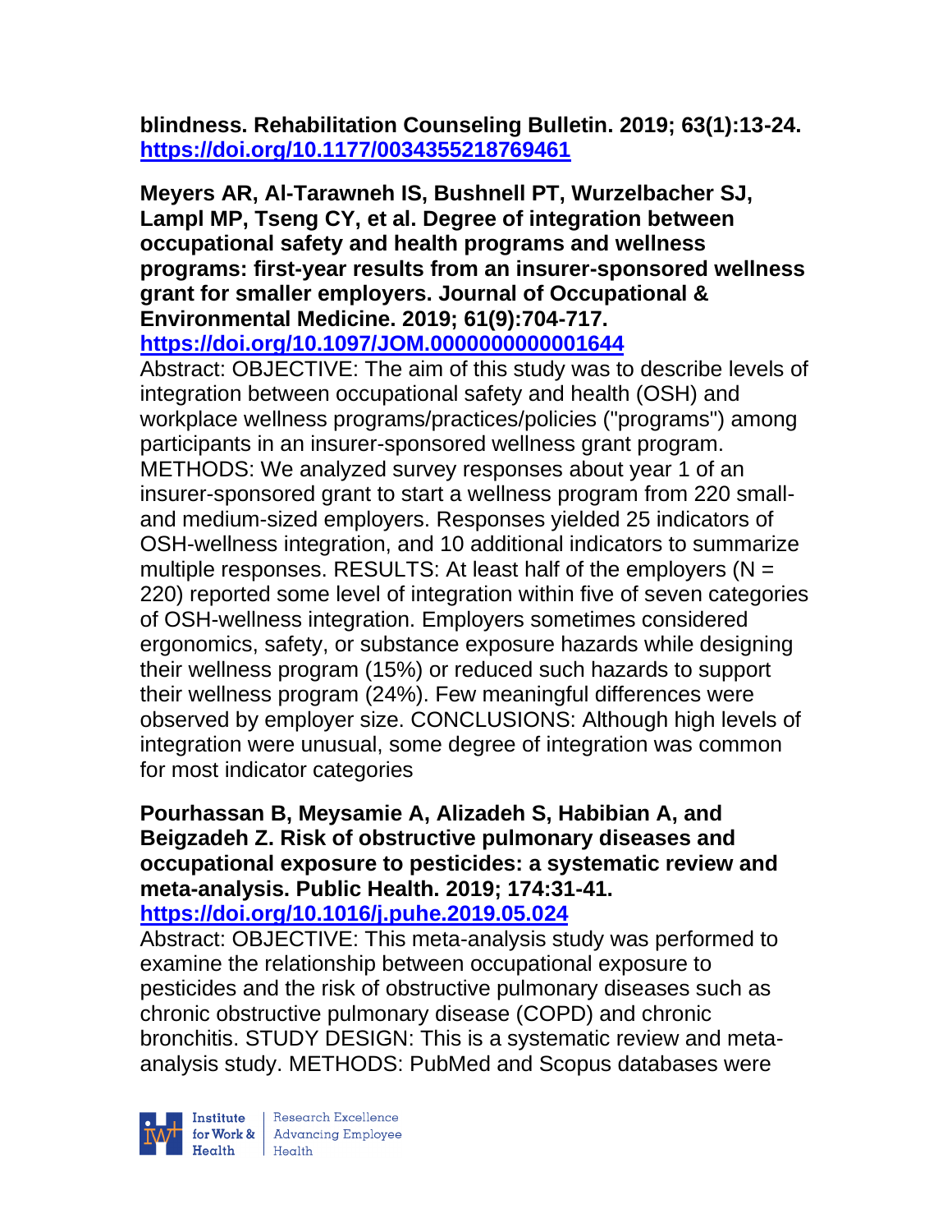**blindness. Rehabilitation Counseling Bulletin. 2019; 63(1):13-24. https://doi.org/10.1177/0034355218769461**

**Meyers AR, Al-Tarawneh IS, Bushnell PT, Wurzelbacher SJ, Lampl MP, Tseng CY, et al. Degree of integration between occupational safety and health programs and wellness programs: first-year results from an insurer-sponsored wellness grant for smaller employers. Journal of Occupational & Environmental Medicine. 2019; 61(9):704-717. https://doi.org/10.1097/JOM.0000000000001644**

Abstract: OBJECTIVE: The aim of this study was to describe levels of integration between occupational safety and health (OSH) and workplace wellness programs/practices/policies ("programs") among participants in an insurer-sponsored wellness grant program. METHODS: We analyzed survey responses about year 1 of an insurer-sponsored grant to start a wellness program from 220 small- and medium-sized employers. Responses yielded 25 indicators of OSH-wellness integration, and 10 additional indicators to summarize multiple responses. RESULTS: At least half of the employers (N = 220) reported some level of integration within five of seven categories of OSH-wellness integration. Employers sometimes considered ergonomics, safety, or substance exposure hazards while designing their wellness program (15%) or reduced such hazards to support their wellness program (24%). Few meaningful differences were observed by employer size. CONCLUSIONS: Although high levels of integration were unusual, some degree of integration was common for most indicator categories

**Pourhassan B, Meysamie A, Alizadeh S, Habibian A, and Beigzadeh Z. Risk of obstructive pulmonary diseases and occupational exposure to pesticides: a systematic review and meta-analysis. Public Health. 2019; 174:31-41. https://doi.org/10.1016/j.puhe.2019.05.024**

Abstract: OBJECTIVE: This meta-analysis study was performed to examine the relationship between occupational exposure to pesticides and the risk of obstructive pulmonary diseases such as chronic obstructive pulmonary disease (COPD) and chronic bronchitis. STUDY DESIGN: This is a systematic review and meta-analysis study. METHODS: PubMed and Scopus databases were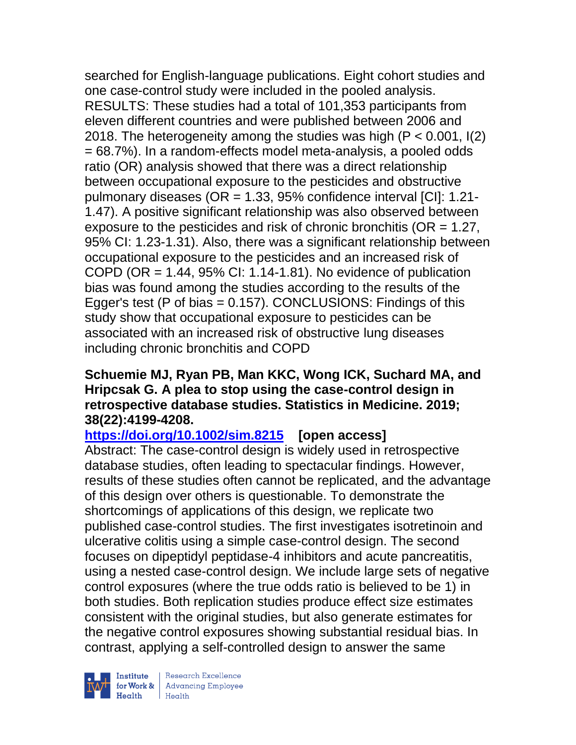searched for English-language publications. Eight cohort studies and one case-control study were included in the pooled analysis. RESULTS: These studies had a total of 101,353 participants from eleven different countries and were published between 2006 and 2018. The heterogeneity among the studies was high ($P < 0.001$, $I^2 = 68.7\%$). In a random-effects model meta-analysis, a pooled odds ratio (OR) analysis showed that there was a direct relationship between occupational exposure to the pesticides and obstructive pulmonary diseases (OR = 1.33, 95% confidence interval [CI]: 1.21-1.47). A positive significant relationship was also observed between exposure to the pesticides and risk of chronic bronchitis (OR = 1.27, 95% CI: 1.23-1.31). Also, there was a significant relationship between occupational exposure to the pesticides and an increased risk of COPD (OR = 1.44, 95% CI: 1.14-1.81). No evidence of publication bias was found among the studies according to the results of the Egger's test (P of bias = 0.157). CONCLUSIONS: Findings of this study show that occupational exposure to pesticides can be associated with an increased risk of obstructive lung diseases including chronic bronchitis and COPD

**Schuemie MJ, Ryan PB, Man KKC, Wong ICK, Suchard MA, and Hripcsak G. A plea to stop using the case-control design in retrospective database studies. Statistics in Medicine. 2019; 38(22):4199-4208.**

**https://doi.org/10.1002/sim.8215 [open access]**

Abstract: The case-control design is widely used in retrospective database studies, often leading to spectacular findings. However, results of these studies often cannot be replicated, and the advantage of this design over others is questionable. To demonstrate the shortcomings of applications of this design, we replicate two published case-control studies. The first investigates isotretinoin and ulcerative colitis using a simple case-control design. The second focuses on dipeptidyl peptidase-4 inhibitors and acute pancreatitis, using a nested case-control design. We include large sets of negative control exposures (where the true odds ratio is believed to be 1) in both studies. Both replication studies produce effect size estimates consistent with the original studies, but also generate estimates for the negative control exposures showing substantial residual bias. In contrast, applying a self-controlled design to answer the same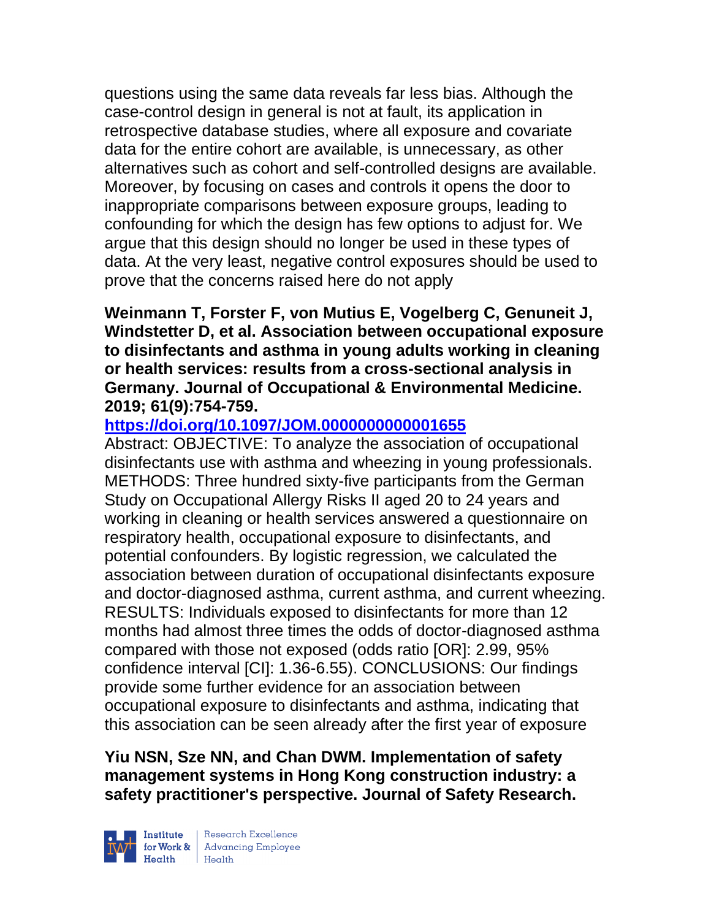questions using the same data reveals far less bias. Although the case-control design in general is not at fault, its application in retrospective database studies, where all exposure and covariate data for the entire cohort are available, is unnecessary, as other alternatives such as cohort and self-controlled designs are available. Moreover, by focusing on cases and controls it opens the door to inappropriate comparisons between exposure groups, leading to confounding for which the design has few options to adjust for. We argue that this design should no longer be used in these types of data. At the very least, negative control exposures should be used to prove that the concerns raised here do not apply

**Weinmann T, Forster F, von Mutius E, Vogelberg C, Genuneit J, Windstetter D, et al. Association between occupational exposure to disinfectants and asthma in young adults working in cleaning or health services: results from a cross-sectional analysis in Germany. Journal of Occupational & Environmental Medicine. 2019; 61(9):754-759.**
**https://doi.org/10.1097/JOM.0000000000001655**
Abstract: OBJECTIVE: To analyze the association of occupational disinfectants use with asthma and wheezing in young professionals. METHODS: Three hundred sixty-five participants from the German Study on Occupational Allergy Risks II aged 20 to 24 years and working in cleaning or health services answered a questionnaire on respiratory health, occupational exposure to disinfectants, and potential confounders. By logistic regression, we calculated the association between duration of occupational disinfectants exposure and doctor-diagnosed asthma, current asthma, and current wheezing. RESULTS: Individuals exposed to disinfectants for more than 12 months had almost three times the odds of doctor-diagnosed asthma compared with those not exposed (odds ratio [OR]: 2.99, 95% confidence interval [CI]: 1.36-6.55). CONCLUSIONS: Our findings provide some further evidence for an association between occupational exposure to disinfectants and asthma, indicating that this association can be seen already after the first year of exposure

**Yiu NSN, Sze NN, and Chan DWM. Implementation of safety management systems in Hong Kong construction industry: a safety practitioner's perspective. Journal of Safety Research.**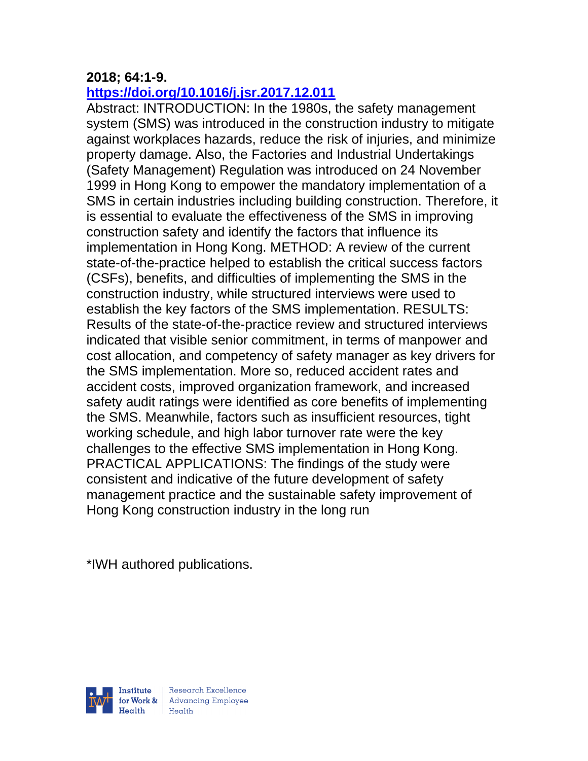**2018; 64:1-9.**
**[https://doi.org/10.1016/j.jsr.2017.12.011](https://doi.org/10.1016/j.jsr.2017.12.011)**
Abstract: INTRODUCTION: In the 1980s, the safety management system (SMS) was introduced in the construction industry to mitigate against workplaces hazards, reduce the risk of injuries, and minimize property damage. Also, the Factories and Industrial Undertakings (Safety Management) Regulation was introduced on 24 November 1999 in Hong Kong to empower the mandatory implementation of a SMS in certain industries including building construction. Therefore, it is essential to evaluate the effectiveness of the SMS in improving construction safety and identify the factors that influence its implementation in Hong Kong. METHOD: A review of the current state-of-the-practice helped to establish the critical success factors (CSFs), benefits, and difficulties of implementing the SMS in the construction industry, while structured interviews were used to establish the key factors of the SMS implementation. RESULTS: Results of the state-of-the-practice review and structured interviews indicated that visible senior commitment, in terms of manpower and cost allocation, and competency of safety manager as key drivers for the SMS implementation. More so, reduced accident rates and accident costs, improved organization framework, and increased safety audit ratings were identified as core benefits of implementing the SMS. Meanwhile, factors such as insufficient resources, tight working schedule, and high labor turnover rate were the key challenges to the effective SMS implementation in Hong Kong. PRACTICAL APPLICATIONS: The findings of the study were consistent and indicative of the future development of safety management practice and the sustainable safety improvement of Hong Kong construction industry in the long run

*IWH authored publications.